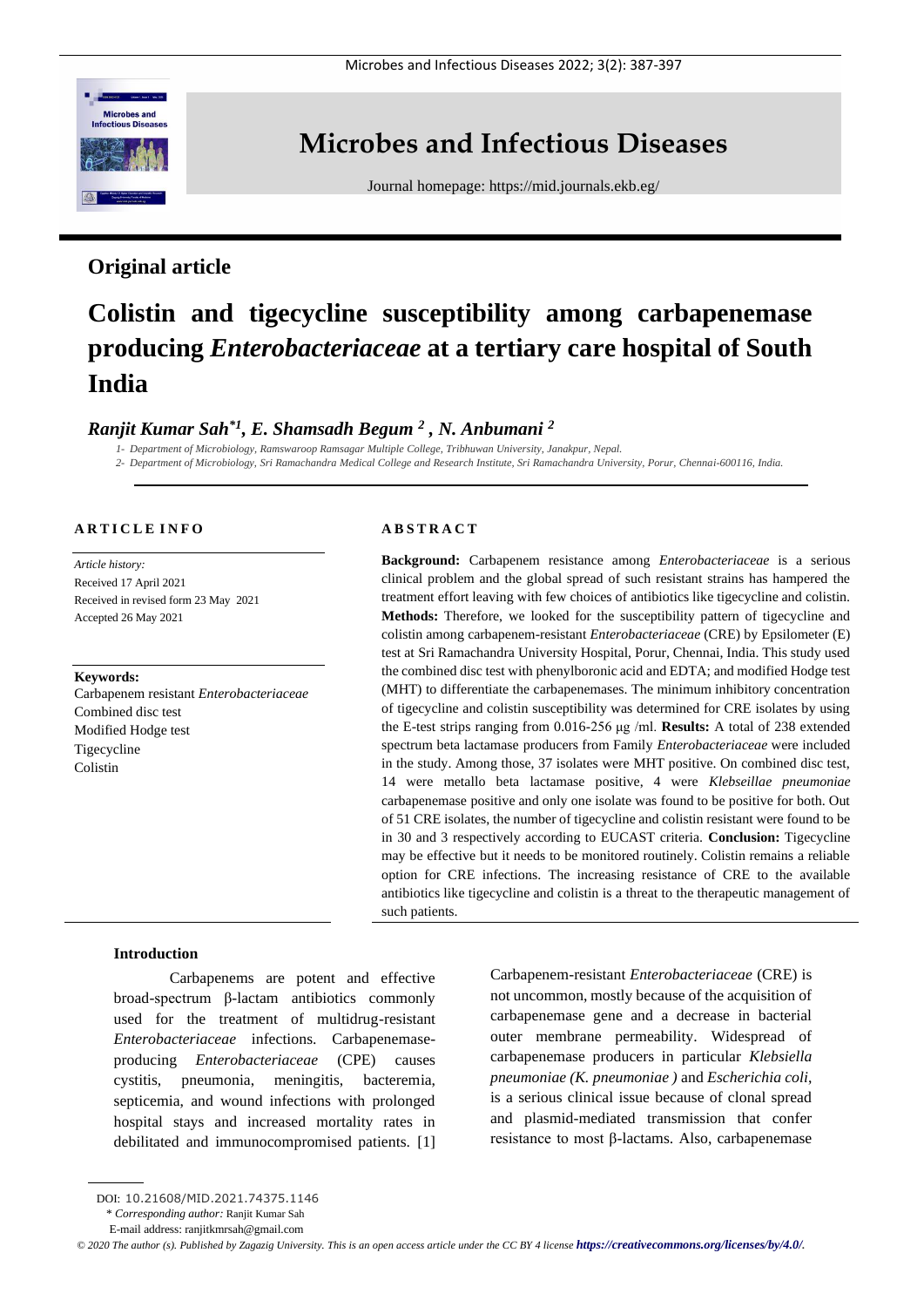# Microbes and Infectious Diseases

Journal homepage: https://mid.journals.ekb.eg/

## Original article

# Colistin and tigecycline susceptibility among carbapenemase producing *Enterobacteriaceae* at a tertiary care hospital of South India

***Ranjit Kumar Sah*[\*1], E. Shamsadh Begum [2], N. Anbumani [2]***

*1- Department of Microbiology, Ramswaroop Ramsagar Multiple College, Tribhuwan University, Janakpur, Nepal.*

*2- Department of Microbiology, Sri Ramachandra Medical College and Research Institute, Sri Ramachandra University, Porur, Chennai-600116, India.*

### ARTICLE INFO

*Article history:*
Received 17 April 2021
Received in revised form 23 May 2021
Accepted 26 May 2021

**Keywords:**
Carbapenem resistant *Enterobacteriaceae*
Combined disc test
Modified Hodge test
Tigecycline
Colistin

### ABSTRACT

**Background:** Carbapenem resistance among *Enterobacteriaceae* is a serious clinical problem and the global spread of such resistant strains has hampered the treatment effort leaving with few choices of antibiotics like tigecycline and colistin. **Methods:** Therefore, we looked for the susceptibility pattern of tigecycline and colistin among carbapenem-resistant *Enterobacteriaceae* (CRE) by Epsilometer (E) test at Sri Ramachandra University Hospital, Porur, Chennai, India. This study used the combined disc test with phenylboronic acid and EDTA; and modified Hodge test (MHT) to differentiate the carbapenemases. The minimum inhibitory concentration of tigecycline and colistin susceptibility was determined for CRE isolates by using the E-test strips ranging from 0.016-256 μg /ml. **Results:** A total of 238 extended spectrum beta lactamase producers from Family *Enterobacteriaceae* were included in the study. Among those, 37 isolates were MHT positive. On combined disc test, 14 were metallo beta lactamase positive, 4 were *Klebseillae pneumoniae* carbapenemase positive and only one isolate was found to be positive for both. Out of 51 CRE isolates, the number of tigecycline and colistin resistant were found to be in 30 and 3 respectively according to EUCAST criteria. **Conclusion:** Tigecycline may be effective but it needs to be monitored routinely. Colistin remains a reliable option for CRE infections. The increasing resistance of CRE to the available antibiotics like tigecycline and colistin is a threat to the therapeutic management of such patients.

### Introduction

Carbapenems are potent and effective broad-spectrum β-lactam antibiotics commonly used for the treatment of multidrug-resistant *Enterobacteriaceae* infections. Carbapenemase-producing *Enterobacteriaceae* (CPE) causes cystitis, pneumonia, meningitis, bacteremia, septicemia, and wound infections with prolonged hospital stays and increased mortality rates in debilitated and immunocompromised patients. [1] Carbapenem-resistant *Enterobacteriaceae* (CRE) is not uncommon, mostly because of the acquisition of carbapenemase gene and a decrease in bacterial outer membrane permeability. Widespread of carbapenemase producers in particular *Klebsiella pneumoniae (K. pneumoniae )* and *Escherichia coli*, is a serious clinical issue because of clonal spread and plasmid-mediated transmission that confer resistance to most β-lactams. Also, carbapenemase

DOI: 10.21608/MID.2021.74375.1146
\* *Corresponding author:* Ranjit Kumar Sah
E-mail address: ranjitkmrsah@gmail.com

*© 2020 The author (s). Published by Zagazig University. This is an open access article under the CC BY 4 license https://creativecommons.org/licenses/by/4.0/.*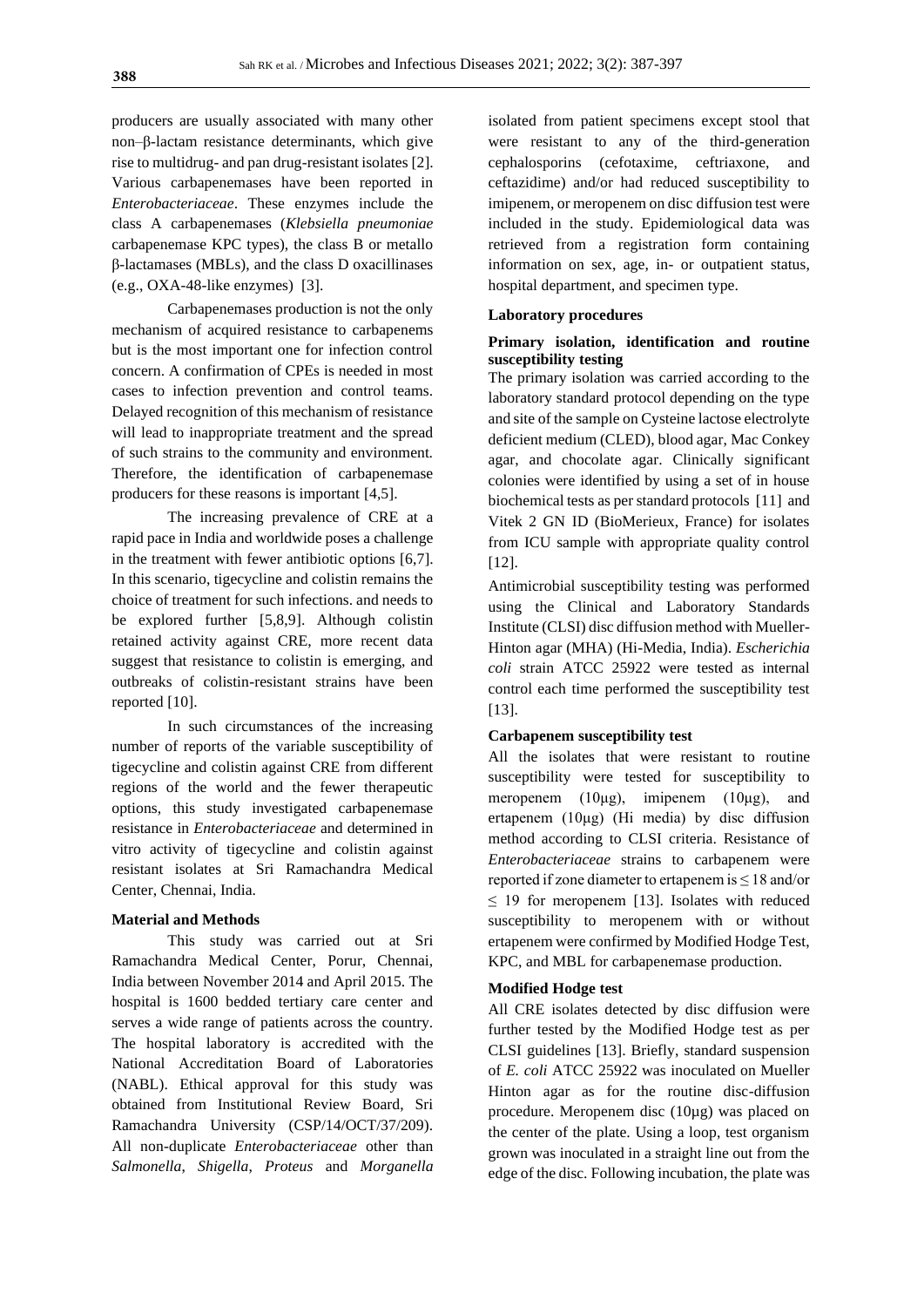producers are usually associated with many other non–β-lactam resistance determinants, which give rise to multidrug- and pan drug-resistant isolates [2]. Various carbapenemases have been reported in *Enterobacteriaceae*. These enzymes include the class A carbapenemases (*Klebsiella pneumoniae* carbapenemase KPC types), the class B or metallo β-lactamases (MBLs), and the class D oxacillinases (e.g., OXA-48-like enzymes) [3].

Carbapenemases production is not the only mechanism of acquired resistance to carbapenems but is the most important one for infection control concern. A confirmation of CPEs is needed in most cases to infection prevention and control teams. Delayed recognition of this mechanism of resistance will lead to inappropriate treatment and the spread of such strains to the community and environment. Therefore, the identification of carbapenemase producers for these reasons is important [4,5].

The increasing prevalence of CRE at a rapid pace in India and worldwide poses a challenge in the treatment with fewer antibiotic options [6,7]. In this scenario, tigecycline and colistin remains the choice of treatment for such infections. and needs to be explored further [5,8,9]. Although colistin retained activity against CRE, more recent data suggest that resistance to colistin is emerging, and outbreaks of colistin-resistant strains have been reported [10].

In such circumstances of the increasing number of reports of the variable susceptibility of tigecycline and colistin against CRE from different regions of the world and the fewer therapeutic options, this study investigated carbapenemase resistance in *Enterobacteriaceae* and determined in vitro activity of tigecycline and colistin against resistant isolates at Sri Ramachandra Medical Center, Chennai, India.

## Material and Methods

This study was carried out at Sri Ramachandra Medical Center, Porur, Chennai, India between November 2014 and April 2015. The hospital is 1600 bedded tertiary care center and serves a wide range of patients across the country. The hospital laboratory is accredited with the National Accreditation Board of Laboratories (NABL). Ethical approval for this study was obtained from Institutional Review Board, Sri Ramachandra University (CSP/14/OCT/37/209). All non-duplicate *Enterobacteriaceae* other than *Salmonella*, *Shigella*, *Proteus* and *Morganella* isolated from patient specimens except stool that were resistant to any of the third-generation cephalosporins (cefotaxime, ceftriaxone, and ceftazidime) and/or had reduced susceptibility to imipenem, or meropenem on disc diffusion test were included in the study. Epidemiological data was retrieved from a registration form containing information on sex, age, in- or outpatient status, hospital department, and specimen type.

### Laboratory procedures

### Primary isolation, identification and routine susceptibility testing

The primary isolation was carried according to the laboratory standard protocol depending on the type and site of the sample on Cysteine lactose electrolyte deficient medium (CLED), blood agar, Mac Conkey agar, and chocolate agar. Clinically significant colonies were identified by using a set of in house biochemical tests as per standard protocols [11] and Vitek 2 GN ID (BioMerieux, France) for isolates from ICU sample with appropriate quality control [12].

Antimicrobial susceptibility testing was performed using the Clinical and Laboratory Standards Institute (CLSI) disc diffusion method with Mueller-Hinton agar (MHA) (Hi-Media, India). *Escherichia coli* strain ATCC 25922 were tested as internal control each time performed the susceptibility test [13].

### Carbapenem susceptibility test

All the isolates that were resistant to routine susceptibility were tested for susceptibility to meropenem (10μg), imipenem (10μg), and ertapenem (10μg) (Hi media) by disc diffusion method according to CLSI criteria. Resistance of *Enterobacteriaceae* strains to carbapenem were reported if zone diameter to ertapenem is $\leq 18$ and/or $\leq 19$ for meropenem [13]. Isolates with reduced susceptibility to meropenem with or without ertapenem were confirmed by Modified Hodge Test, KPC, and MBL for carbapenemase production.

### Modified Hodge test

All CRE isolates detected by disc diffusion were further tested by the Modified Hodge test as per CLSI guidelines [13]. Briefly, standard suspension of *E. coli* ATCC 25922 was inoculated on Mueller Hinton agar as for the routine disc-diffusion procedure. Meropenem disc (10µg) was placed on the center of the plate. Using a loop, test organism grown was inoculated in a straight line out from the edge of the disc. Following incubation, the plate was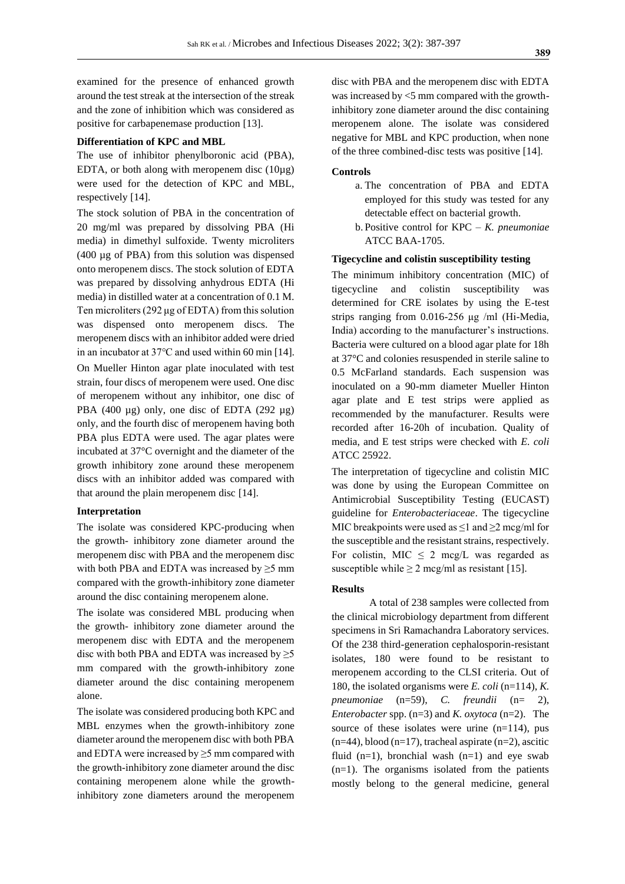examined for the presence of enhanced growth around the test streak at the intersection of the streak and the zone of inhibition which was considered as positive for carbapenemase production [13].

**Differentiation of KPC and MBL**

The use of inhibitor phenylboronic acid (PBA), EDTA, or both along with meropenem disc (10µg) were used for the detection of KPC and MBL, respectively [14].

The stock solution of PBA in the concentration of 20 mg/ml was prepared by dissolving PBA (Hi media) in dimethyl sulfoxide. Twenty microliters (400 µg of PBA) from this solution was dispensed onto meropenem discs. The stock solution of EDTA was prepared by dissolving anhydrous EDTA (Hi media) in distilled water at a concentration of 0.1 M. Ten microliters (292 µg of EDTA) from this solution was dispensed onto meropenem discs. The meropenem discs with an inhibitor added were dried in an incubator at 37°C and used within 60 min [14].

On Mueller Hinton agar plate inoculated with test strain, four discs of meropenem were used. One disc of meropenem without any inhibitor, one disc of PBA (400 µg) only, one disc of EDTA (292 µg) only, and the fourth disc of meropenem having both PBA plus EDTA were used. The agar plates were incubated at 37°C overnight and the diameter of the growth inhibitory zone around these meropenem discs with an inhibitor added was compared with that around the plain meropenem disc [14].

**Interpretation**

The isolate was considered KPC-producing when the growth- inhibitory zone diameter around the meropenem disc with PBA and the meropenem disc with both PBA and EDTA was increased by ≥5 mm compared with the growth-inhibitory zone diameter around the disc containing meropenem alone.

The isolate was considered MBL producing when the growth- inhibitory zone diameter around the meropenem disc with EDTA and the meropenem disc with both PBA and EDTA was increased by ≥5 mm compared with the growth-inhibitory zone diameter around the disc containing meropenem alone.

The isolate was considered producing both KPC and MBL enzymes when the growth-inhibitory zone diameter around the meropenem disc with both PBA and EDTA were increased by ≥5 mm compared with the growth-inhibitory zone diameter around the disc containing meropenem alone while the growth-inhibitory zone diameters around the meropenem disc with PBA and the meropenem disc with EDTA was increased by <5 mm compared with the growth-inhibitory zone diameter around the disc containing meropenem alone. The isolate was considered negative for MBL and KPC production, when none of the three combined-disc tests was positive [14].

**Controls**

a. The concentration of PBA and EDTA employed for this study was tested for any detectable effect on bacterial growth.
b. Positive control for KPC – *K. pneumoniae* ATCC BAA-1705.

**Tigecycline and colistin susceptibility testing**

The minimum inhibitory concentration (MIC) of tigecycline and colistin susceptibility was determined for CRE isolates by using the E-test strips ranging from 0.016-256 µg /ml (Hi-Media, India) according to the manufacturer's instructions. Bacteria were cultured on a blood agar plate for 18h at 37°C and colonies resuspended in sterile saline to 0.5 McFarland standards. Each suspension was inoculated on a 90-mm diameter Mueller Hinton agar plate and E test strips were applied as recommended by the manufacturer. Results were recorded after 16-20h of incubation. Quality of media, and E test strips were checked with *E. coli* ATCC 25922.

The interpretation of tigecycline and colistin MIC was done by using the European Committee on Antimicrobial Susceptibility Testing (EUCAST) guideline for *Enterobacteriaceae*. The tigecycline MIC breakpoints were used as ≤1 and ≥2 mcg/ml for the susceptible and the resistant strains, respectively. For colistin, MIC ≤ 2 mcg/L was regarded as susceptible while ≥ 2 mcg/ml as resistant [15].

**Results**

A total of 238 samples were collected from the clinical microbiology department from different specimens in Sri Ramachandra Laboratory services. Of the 238 third-generation cephalosporin-resistant isolates, 180 were found to be resistant to meropenem according to the CLSI criteria. Out of 180, the isolated organisms were *E. coli* (n=114), *K. pneumoniae* (n=59), *C. freundii* (n= 2), *Enterobacter* spp. (n=3) and *K. oxytoca* (n=2). The source of these isolates were urine (n=114), pus (n=44), blood (n=17), tracheal aspirate (n=2), ascitic fluid (n=1), bronchial wash (n=1) and eye swab (n=1). The organisms isolated from the patients mostly belong to the general medicine, general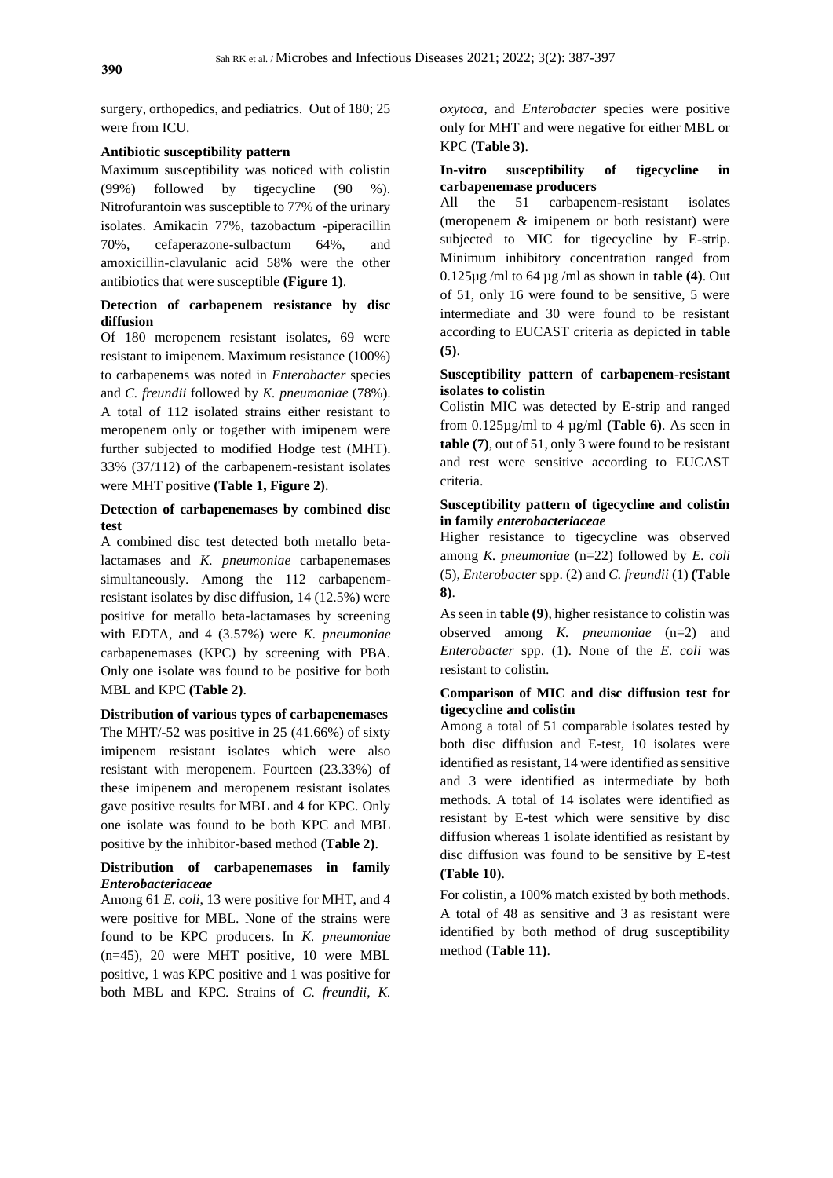surgery, orthopedics, and pediatrics. Out of 180; 25 were from ICU.

**Antibiotic susceptibility pattern**

Maximum susceptibility was noticed with colistin (99%) followed by tigecycline (90 %). Nitrofurantoin was susceptible to 77% of the urinary isolates. Amikacin 77%, tazobactum -piperacillin 70%, cefaperazone-sulbactum 64%, and amoxicillin-clavulanic acid 58% were the other antibiotics that were susceptible **(Figure 1)**.

**Detection of carbapenem resistance by disc diffusion**

Of 180 meropenem resistant isolates, 69 were resistant to imipenem. Maximum resistance (100%) to carbapenems was noted in *Enterobacter* species and *C. freundii* followed by *K. pneumoniae* (78%). A total of 112 isolated strains either resistant to meropenem only or together with imipenem were further subjected to modified Hodge test (MHT). 33% (37/112) of the carbapenem-resistant isolates were MHT positive **(Table 1, Figure 2)**.

**Detection of carbapenemases by combined disc test**

A combined disc test detected both metallo beta-lactamases and *K. pneumoniae* carbapenemases simultaneously. Among the 112 carbapenem-resistant isolates by disc diffusion, 14 (12.5%) were positive for metallo beta-lactamases by screening with EDTA, and 4 (3.57%) were *K. pneumoniae* carbapenemases (KPC) by screening with PBA. Only one isolate was found to be positive for both MBL and KPC **(Table 2)**.

**Distribution of various types of carbapenemases**

The MHT/-52 was positive in 25 (41.66%) of sixty imipenem resistant isolates which were also resistant with meropenem. Fourteen (23.33%) of these imipenem and meropenem resistant isolates gave positive results for MBL and 4 for KPC. Only one isolate was found to be both KPC and MBL positive by the inhibitor-based method **(Table 2)**.

**Distribution of carbapenemases in family *Enterobacteriaceae***

Among 61 *E. coli*, 13 were positive for MHT, and 4 were positive for MBL. None of the strains were found to be KPC producers. In *K. pneumoniae* (n=45), 20 were MHT positive, 10 were MBL positive, 1 was KPC positive and 1 was positive for both MBL and KPC. Strains of *C. freundii*, *K. oxytoca*, and *Enterobacter* species were positive only for MHT and were negative for either MBL or KPC **(Table 3)**.

**In-vitro susceptibility of tigecycline in carbapenemase producers**

All the 51 carbapenem-resistant isolates (meropenem & imipenem or both resistant) were subjected to MIC for tigecycline by E-strip. Minimum inhibitory concentration ranged from 0.125µg /ml to 64 µg /ml as shown in **table (4)**. Out of 51, only 16 were found to be sensitive, 5 were intermediate and 30 were found to be resistant according to EUCAST criteria as depicted in **table (5)**.

**Susceptibility pattern of carbapenem-resistant isolates to colistin**

Colistin MIC was detected by E-strip and ranged from 0.125µg/ml to 4 µg/ml **(Table 6)**. As seen in **table (7)**, out of 51, only 3 were found to be resistant and rest were sensitive according to EUCAST criteria.

**Susceptibility pattern of tigecycline and colistin in family *enterobacteriaceae***

Higher resistance to tigecycline was observed among *K. pneumoniae* (n=22) followed by *E. coli* (5), *Enterobacter* spp. (2) and *C. freundii* (1) **(Table 8)**.

As seen in **table (9)**, higher resistance to colistin was observed among *K. pneumoniae* (n=2) and *Enterobacter* spp. (1). None of the *E. coli* was resistant to colistin.

**Comparison of MIC and disc diffusion test for tigecycline and colistin**

Among a total of 51 comparable isolates tested by both disc diffusion and E-test, 10 isolates were identified as resistant, 14 were identified as sensitive and 3 were identified as intermediate by both methods. A total of 14 isolates were identified as resistant by E-test which were sensitive by disc diffusion whereas 1 isolate identified as resistant by disc diffusion was found to be sensitive by E-test **(Table 10)**.

For colistin, a 100% match existed by both methods. A total of 48 as sensitive and 3 as resistant were identified by both method of drug susceptibility method **(Table 11)**.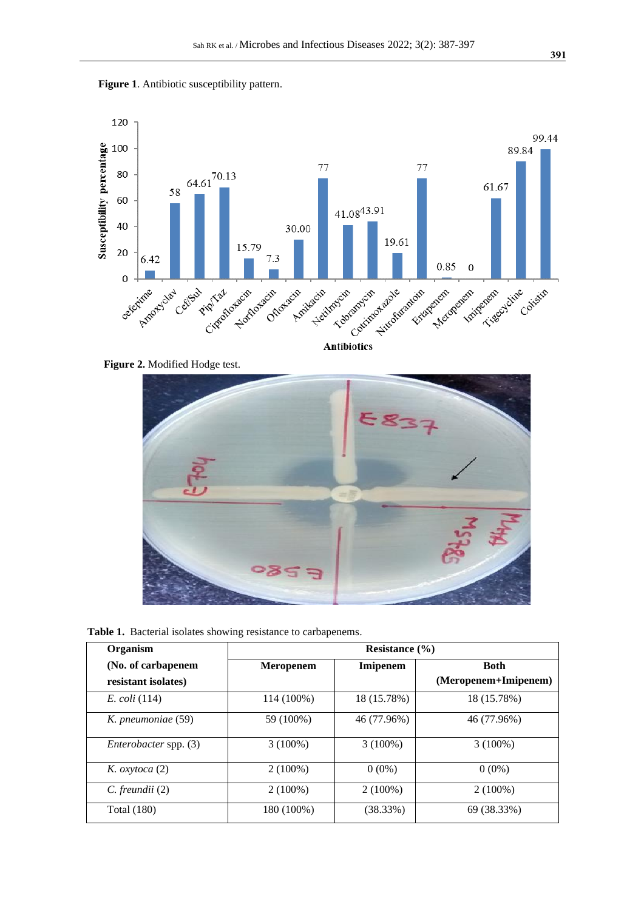**Figure 1**. Antibiotic susceptibility pattern.

**Figure 2.** Modified Hodge test.

**Table 1.** Bacterial isolates showing resistance to carbapenems.

| Organism (No. of carbapenem resistant isolates) | Resistance (%) | | |
|---|---|---|---|
| | Meropenem | Imipenem | Both (Meropenem+Imipenem) |
| *E. coli* (114) | 114 (100%) | 18 (15.78%) | 18 (15.78%) |
| *K. pneumoniae* (59) | 59 (100%) | 46 (77.96%) | 46 (77.96%) |
| *Enterobacter* spp. (3) | 3 (100%) | 3 (100%) | 3 (100%) |
| *K. oxytoca* (2) | 2 (100%) | 0 (0%) | 0 (0%) |
| *C. freundii* (2) | 2 (100%) | 2 (100%) | 2 (100%) |
| Total (180) | 180 (100%) | (38.33%) | 69 (38.33%) |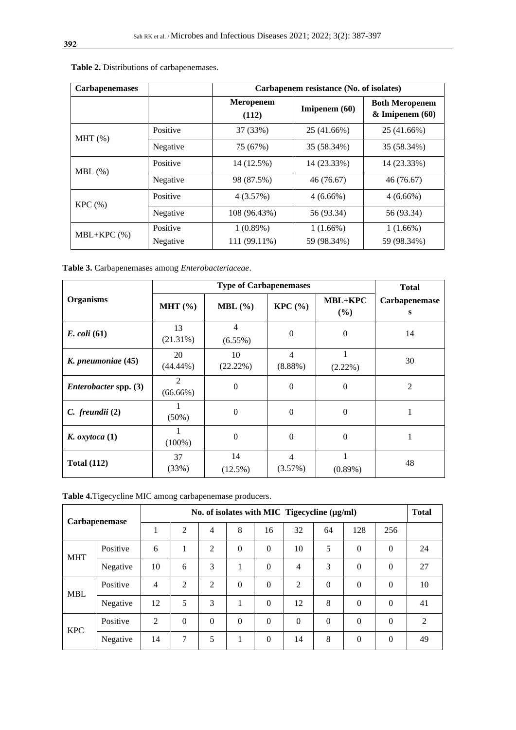**Table 2.** Distributions of carbapenemases.

| Carbapenemases | | Carbapenem resistance (No. of isolates) | | |
|---|---|---|---|---|
| | | Meropenem (112) | Imipenem (60) | Both Meropenem & Imipenem (60) |
| MHT (%) | Positive | 37 (33%) | 25 (41.66%) | 25 (41.66%) |
| | Negative | 75 (67%) | 35 (58.34%) | 35 (58.34%) |
| MBL (%) | Positive | 14 (12.5%) | 14 (23.33%) | 14 (23.33%) |
| | Negative | 98 (87.5%) | 46 (76.67) | 46 (76.67) |
| KPC (%) | Positive | 4 (3.57%) | 4 (6.66%) | 4 (6.66%) |
| | Negative | 108 (96.43%) | 56 (93.34) | 56 (93.34) |
| MBL+KPC (%) | Positive | 1 (0.89%) | 1 (1.66%) | 1 (1.66%) |
| | Negative | 111 (99.11%) | 59 (98.34%) | 59 (98.34%) |

**Table 3.** Carbapenemases among *Enterobacteriaceae*.

| Organisms | Type of Carbapenemases | | | | Total |
|---|---|---|---|---|---|
| | MHT (%) | MBL (%) | KPC (%) | MBL+KPC (%) | Carbapenemases |
| ***E. coli* (61)** | 13 (21.31%) | 4 (6.55%) | 0 | 0 | 14 |
| ***K. pneumoniae* (45)** | 20 (44.44%) | 10 (22.22%) | 4 (8.88%) | 1 (2.22%) | 30 |
| ***Enterobacter* spp. (3)** | 2 (66.66%) | 0 | 0 | 0 | 2 |
| ***C. freundii* (2)** | 1 (50%) | 0 | 0 | 0 | 1 |
| ***K. oxytoca* (1)** | 1 (100%) | 0 | 0 | 0 | 1 |
| **Total (112)** | 37 (33%) | 14 (12.5%) | 4 (3.57%) | 1 (0.89%) | 48 |

**Table 4.** Tigecycline MIC among carbapenemase producers.

| Carbapenemase | | No. of isolates with MIC Tigecycline (μg/ml) | | | | | | | | | Total |
|---|---|---|---|---|---|---|---|---|---|---|---|
| | | 1 | 2 | 4 | 8 | 16 | 32 | 64 | 128 | 256 | |
| MHT | Positive | 6 | 1 | 2 | 0 | 0 | 10 | 5 | 0 | 0 | 24 |
| | Negative | 10 | 6 | 3 | 1 | 0 | 4 | 3 | 0 | 0 | 27 |
| MBL | Positive | 4 | 2 | 2 | 0 | 0 | 2 | 0 | 0 | 0 | 10 |
| | Negative | 12 | 5 | 3 | 1 | 0 | 12 | 8 | 0 | 0 | 41 |
| KPC | Positive | 2 | 0 | 0 | 0 | 0 | 0 | 0 | 0 | 0 | 2 |
| | Negative | 14 | 7 | 5 | 1 | 0 | 14 | 8 | 0 | 0 | 49 |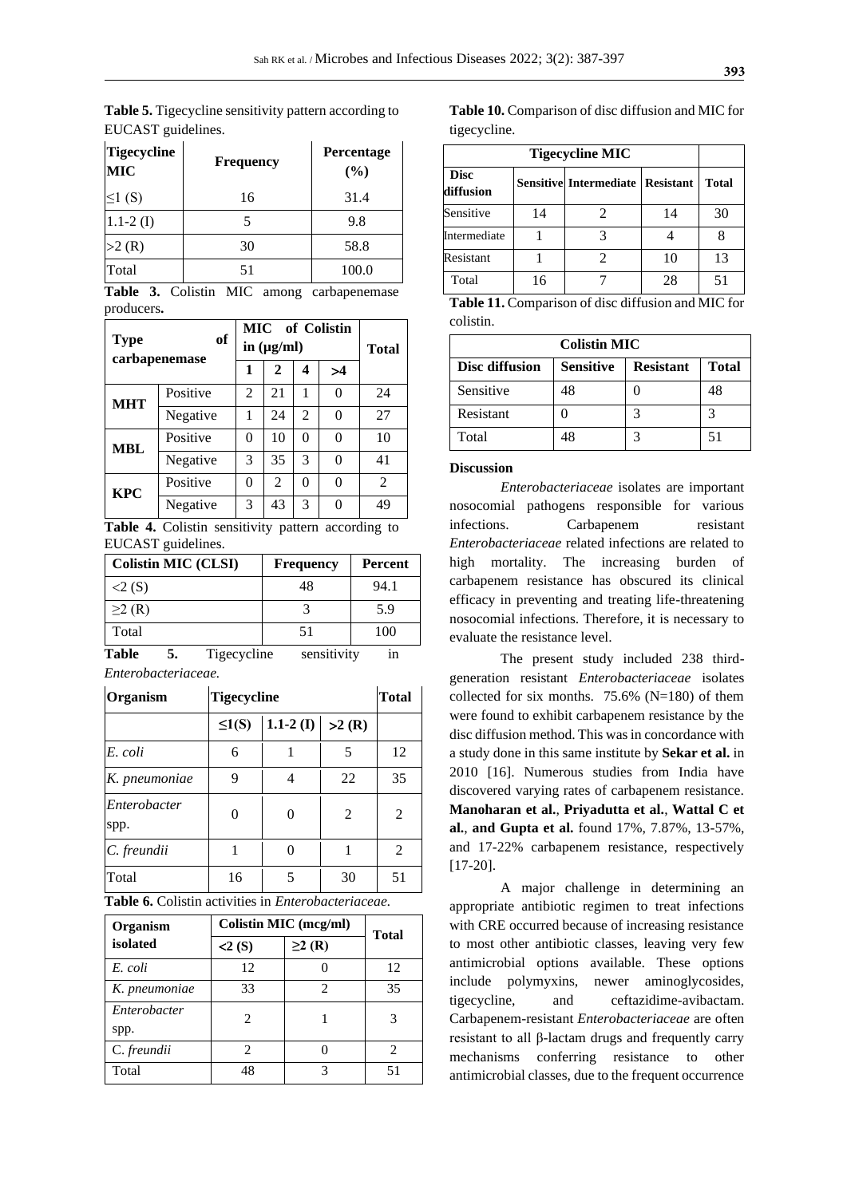**Table 5.** Tigecycline sensitivity pattern according to EUCAST guidelines.

| Tigecycline MIC | Frequency | Percentage (%) |
|---|---|---|
| ≤1 (S) | 16 | 31.4 |
| 1.1-2 (I) | 5 | 9.8 |
| >2 (R) | 30 | 58.8 |
| Total | 51 | 100.0 |

**Table 3.** Colistin MIC among carbapenemase producers**.**

| Type of carbapenemase | | MIC of Colistin in (µg/ml) | | | | Total |
|---|---|---|---|---|---|---|
| | | 1 | 2 | 4 | >4 | |
| **MHT** | Positive | 2 | 21 | 1 | 0 | 24 |
| | Negative | 1 | 24 | 2 | 0 | 27 |
| **MBL** | Positive | 0 | 10 | 0 | 0 | 10 |
| | Negative | 3 | 35 | 3 | 0 | 41 |
| **KPC** | Positive | 0 | 2 | 0 | 0 | 2 |
| | Negative | 3 | 43 | 3 | 0 | 49 |

**Table 4.** Colistin sensitivity pattern according to EUCAST guidelines.

| Colistin MIC (CLSI) | Frequency | Percent |
|---|---|---|
| <2 (S) | 48 | 94.1 |
| ≥2 (R) | 3 | 5.9 |
| Total | 51 | 100 |

**Table 5.** Tigecycline sensitivity in *Enterobacteriaceae.*

| Organism | Tigecycline | | | Total |
|---|---|---|---|---|
| | ≤1(S) | 1.1-2 (I) | >2 (R) | |
| *E. coli* | 6 | 1 | 5 | 12 |
| *K. pneumoniae* | 9 | 4 | 22 | 35 |
| *Enterobacter* spp. | 0 | 0 | 2 | 2 |
| *C. freundii* | 1 | 0 | 1 | 2 |
| Total | 16 | 5 | 30 | 51 |

**Table 6.** Colistin activities in *Enterobacteriaceae.*

| Organism isolated | Colistin MIC (mcg/ml) | | Total |
|---|---|---|---|
| | <2 (S) | ≥2 (R) | |
| *E. coli* | 12 | 0 | 12 |
| *K. pneumoniae* | 33 | 2 | 35 |
| *Enterobacter* spp. | 2 | 1 | 3 |
| C. *freundii* | 2 | 0 | 2 |
| Total | 48 | 3 | 51 |

**Table 10.** Comparison of disc diffusion and MIC for tigecycline.

| | Tigecycline MIC | | | |
|---|---|---|---|---|
| Disc diffusion | Sensitive | Intermediate | Resistant | Total |
| Sensitive | 14 | 2 | 14 | 30 |
| Intermediate | 1 | 3 | 4 | 8 |
| Resistant | 1 | 2 | 10 | 13 |
| Total | 16 | 7 | 28 | 51 |

**Table 11.** Comparison of disc diffusion and MIC for colistin.

| | Colistin MIC | | |
|---|---|---|---|
| Disc diffusion | Sensitive | Resistant | Total |
| Sensitive | 48 | 0 | 48 |
| Resistant | 0 | 3 | 3 |
| Total | 48 | 3 | 51 |

**Discussion**

*Enterobacteriaceae* isolates are important nosocomial pathogens responsible for various infections. Carbapenem resistant *Enterobacteriaceae* related infections are related to high mortality. The increasing burden of carbapenem resistance has obscured its clinical efficacy in preventing and treating life-threatening nosocomial infections. Therefore, it is necessary to evaluate the resistance level.

The present study included 238 third-generation resistant *Enterobacteriaceae* isolates collected for six months. 75.6% (N=180) of them were found to exhibit carbapenem resistance by the disc diffusion method. This was in concordance with a study done in this same institute by **Sekar et al.** in 2010 [16]. Numerous studies from India have discovered varying rates of carbapenem resistance. **Manoharan et al.**, **Priyadutta et al.**, **Wattal C et al.**, **and Gupta et al.** found 17%, 7.87%, 13-57%, and 17-22% carbapenem resistance, respectively [17-20].

A major challenge in determining an appropriate antibiotic regimen to treat infections with CRE occurred because of increasing resistance to most other antibiotic classes, leaving very few antimicrobial options available. These options include polymyxins, newer aminoglycosides, tigecycline, and ceftazidime-avibactam. Carbapenem-resistant *Enterobacteriaceae* are often resistant to all β-lactam drugs and frequently carry mechanisms conferring resistance to other antimicrobial classes, due to the frequent occurrence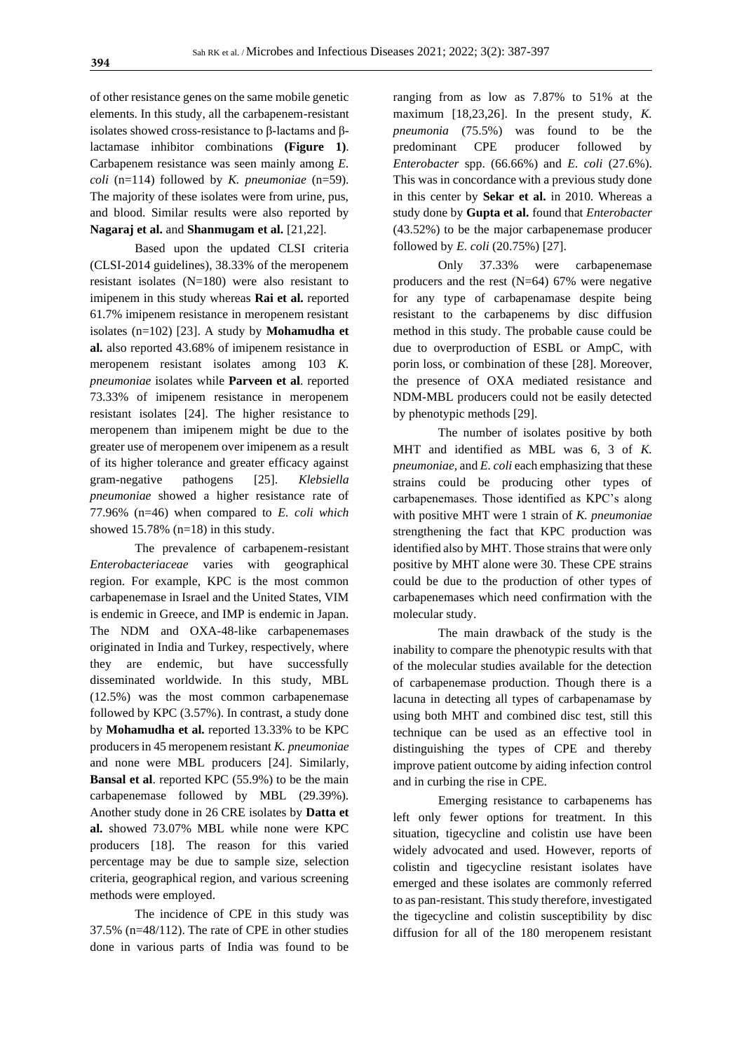of other resistance genes on the same mobile genetic elements. In this study, all the carbapenem-resistant isolates showed cross-resistance to β-lactams and β-lactamase inhibitor combinations **(Figure 1)**. Carbapenem resistance was seen mainly among *E. coli* (n=114) followed by *K. pneumoniae* (n=59). The majority of these isolates were from urine, pus, and blood. Similar results were also reported by **Nagaraj et al.** and **Shanmugam et al.** [21,22].

Based upon the updated CLSI criteria (CLSI-2014 guidelines), 38.33% of the meropenem resistant isolates (N=180) were also resistant to imipenem in this study whereas **Rai et al.** reported 61.7% imipenem resistance in meropenem resistant isolates (n=102) [23]. A study by **Mohamudha et al.** also reported 43.68% of imipenem resistance in meropenem resistant isolates among 103 *K. pneumoniae* isolates while **Parveen et al**. reported 73.33% of imipenem resistance in meropenem resistant isolates [24]. The higher resistance to meropenem than imipenem might be due to the greater use of meropenem over imipenem as a result of its higher tolerance and greater efficacy against gram-negative pathogens [25]. *Klebsiella pneumoniae* showed a higher resistance rate of 77.96% (n=46) when compared to *E. coli which* showed 15.78% (n=18) in this study.

The prevalence of carbapenem-resistant *Enterobacteriaceae* varies with geographical region. For example, KPC is the most common carbapenemase in Israel and the United States, VIM is endemic in Greece, and IMP is endemic in Japan. The NDM and OXA-48-like carbapenemases originated in India and Turkey, respectively, where they are endemic, but have successfully disseminated worldwide. In this study, MBL (12.5%) was the most common carbapenemase followed by KPC (3.57%). In contrast, a study done by **Mohamudha et al.** reported 13.33% to be KPC producers in 45 meropenem resistant *K. pneumoniae* and none were MBL producers [24]. Similarly, **Bansal et al**. reported KPC (55.9%) to be the main carbapenemase followed by MBL (29.39%). Another study done in 26 CRE isolates by **Datta et al.** showed 73.07% MBL while none were KPC producers [18]. The reason for this varied percentage may be due to sample size, selection criteria, geographical region, and various screening methods were employed.

The incidence of CPE in this study was 37.5% (n=48/112). The rate of CPE in other studies done in various parts of India was found to be ranging from as low as 7.87% to 51% at the maximum [18,23,26]. In the present study, *K. pneumonia* (75.5%) was found to be the predominant CPE producer followed by *Enterobacter* spp. (66.66%) and *E. coli* (27.6%). This was in concordance with a previous study done in this center by **Sekar et al.** in 2010. Whereas a study done by **Gupta et al.** found that *Enterobacter* (43.52%) to be the major carbapenemase producer followed by *E. coli* (20.75%) [27].

Only 37.33% were carbapenemase producers and the rest (N=64) 67% were negative for any type of carbapenamase despite being resistant to the carbapenems by disc diffusion method in this study. The probable cause could be due to overproduction of ESBL or AmpC, with porin loss, or combination of these [28]. Moreover, the presence of OXA mediated resistance and NDM-MBL producers could not be easily detected by phenotypic methods [29].

The number of isolates positive by both MHT and identified as MBL was 6, 3 of *K. pneumoniae,* and *E. coli* each emphasizing that these strains could be producing other types of carbapenemases. Those identified as KPC's along with positive MHT were 1 strain of *K. pneumoniae* strengthening the fact that KPC production was identified also by MHT. Those strains that were only positive by MHT alone were 30. These CPE strains could be due to the production of other types of carbapenemases which need confirmation with the molecular study.

The main drawback of the study is the inability to compare the phenotypic results with that of the molecular studies available for the detection of carbapenemase production. Though there is a lacuna in detecting all types of carbapenamase by using both MHT and combined disc test, still this technique can be used as an effective tool in distinguishing the types of CPE and thereby improve patient outcome by aiding infection control and in curbing the rise in CPE.

Emerging resistance to carbapenems has left only fewer options for treatment. In this situation, tigecycline and colistin use have been widely advocated and used. However, reports of colistin and tigecycline resistant isolates have emerged and these isolates are commonly referred to as pan-resistant. This study therefore, investigated the tigecycline and colistin susceptibility by disc diffusion for all of the 180 meropenem resistant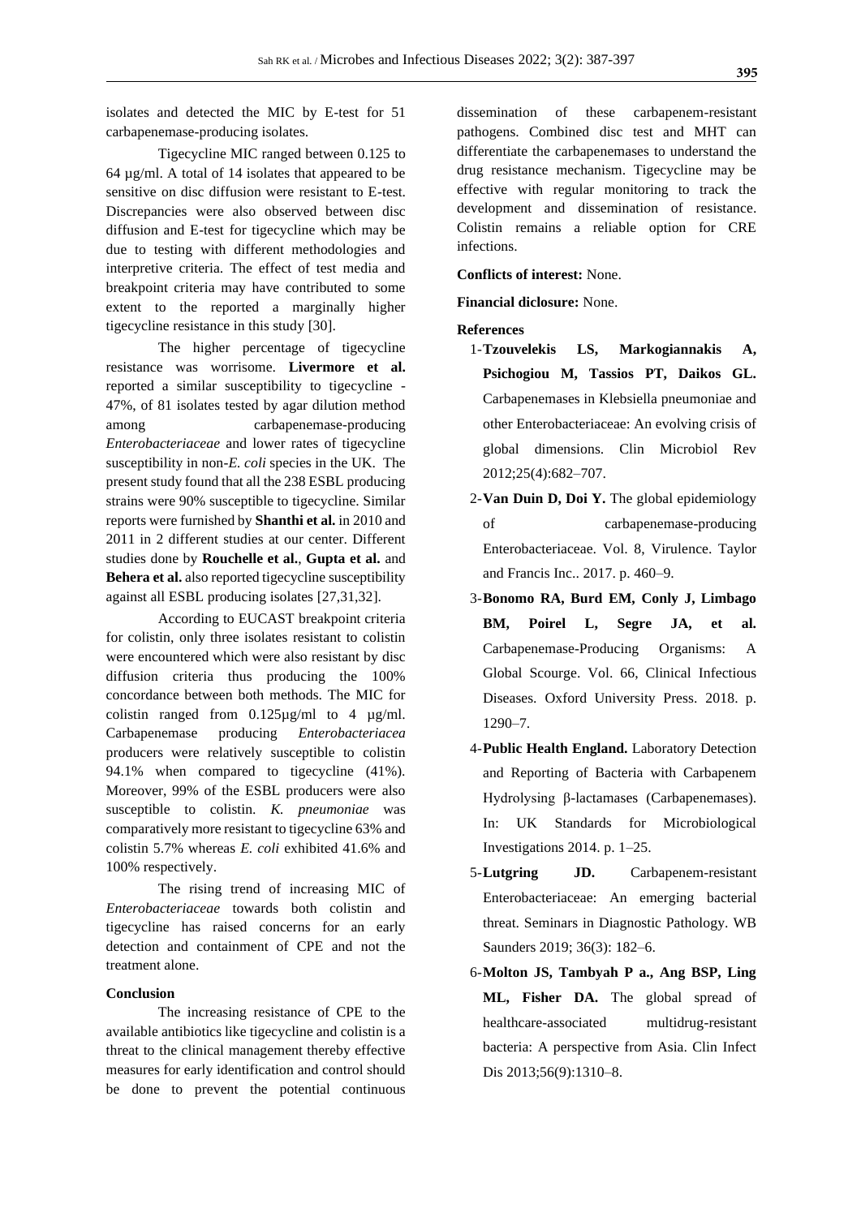isolates and detected the MIC by E-test for 51 carbapenemase-producing isolates.

Tigecycline MIC ranged between 0.125 to 64 µg/ml. A total of 14 isolates that appeared to be sensitive on disc diffusion were resistant to E-test. Discrepancies were also observed between disc diffusion and E-test for tigecycline which may be due to testing with different methodologies and interpretive criteria. The effect of test media and breakpoint criteria may have contributed to some extent to the reported a marginally higher tigecycline resistance in this study [30].

The higher percentage of tigecycline resistance was worrisome. **Livermore et al.** reported a similar susceptibility to tigecycline - 47%, of 81 isolates tested by agar dilution method among carbapenemase-producing *Enterobacteriaceae* and lower rates of tigecycline susceptibility in non-*E. coli* species in the UK. The present study found that all the 238 ESBL producing strains were 90% susceptible to tigecycline. Similar reports were furnished by **Shanthi et al.** in 2010 and 2011 in 2 different studies at our center. Different studies done by **Rouchelle et al.**, **Gupta et al.** and **Behera et al.** also reported tigecycline susceptibility against all ESBL producing isolates [27,31,32].

According to EUCAST breakpoint criteria for colistin, only three isolates resistant to colistin were encountered which were also resistant by disc diffusion criteria thus producing the 100% concordance between both methods. The MIC for colistin ranged from 0.125µg/ml to 4 µg/ml. Carbapenemase producing *Enterobacteriacea* producers were relatively susceptible to colistin 94.1% when compared to tigecycline (41%). Moreover, 99% of the ESBL producers were also susceptible to colistin. *K. pneumoniae* was comparatively more resistant to tigecycline 63% and colistin 5.7% whereas *E. coli* exhibited 41.6% and 100% respectively.

The rising trend of increasing MIC of *Enterobacteriaceae* towards both colistin and tigecycline has raised concerns for an early detection and containment of CPE and not the treatment alone.

## Conclusion

The increasing resistance of CPE to the available antibiotics like tigecycline and colistin is a threat to the clinical management thereby effective measures for early identification and control should be done to prevent the potential continuous dissemination of these carbapenem-resistant pathogens. Combined disc test and MHT can differentiate the carbapenemases to understand the drug resistance mechanism. Tigecycline may be effective with regular monitoring to track the development and dissemination of resistance. Colistin remains a reliable option for CRE infections.

**Conflicts of interest:** None.

**Financial diclosure:** None.

## References

1- **Tzouvelekis LS, Markogiannakis A, Psichogiou M, Tassios PT, Daikos GL.** Carbapenemases in Klebsiella pneumoniae and other Enterobacteriaceae: An evolving crisis of global dimensions. Clin Microbiol Rev 2012;25(4):682–707.

2- **Van Duin D, Doi Y.** The global epidemiology of carbapenemase-producing Enterobacteriaceae. Vol. 8, Virulence. Taylor and Francis Inc.. 2017. p. 460–9.

3- **Bonomo RA, Burd EM, Conly J, Limbago BM, Poirel L, Segre JA, et al.** Carbapenemase-Producing Organisms: A Global Scourge. Vol. 66, Clinical Infectious Diseases. Oxford University Press. 2018. p. 1290–7.

4- **Public Health England.** Laboratory Detection and Reporting of Bacteria with Carbapenem Hydrolysing β-lactamases (Carbapenemases). In: UK Standards for Microbiological Investigations 2014. p. 1–25.

5- **Lutgring JD.** Carbapenem-resistant Enterobacteriaceae: An emerging bacterial threat. Seminars in Diagnostic Pathology. WB Saunders 2019; 36(3): 182–6.

6- **Molton JS, Tambyah P a., Ang BSP, Ling ML, Fisher DA.** The global spread of healthcare-associated multidrug-resistant bacteria: A perspective from Asia. Clin Infect Dis 2013;56(9):1310–8.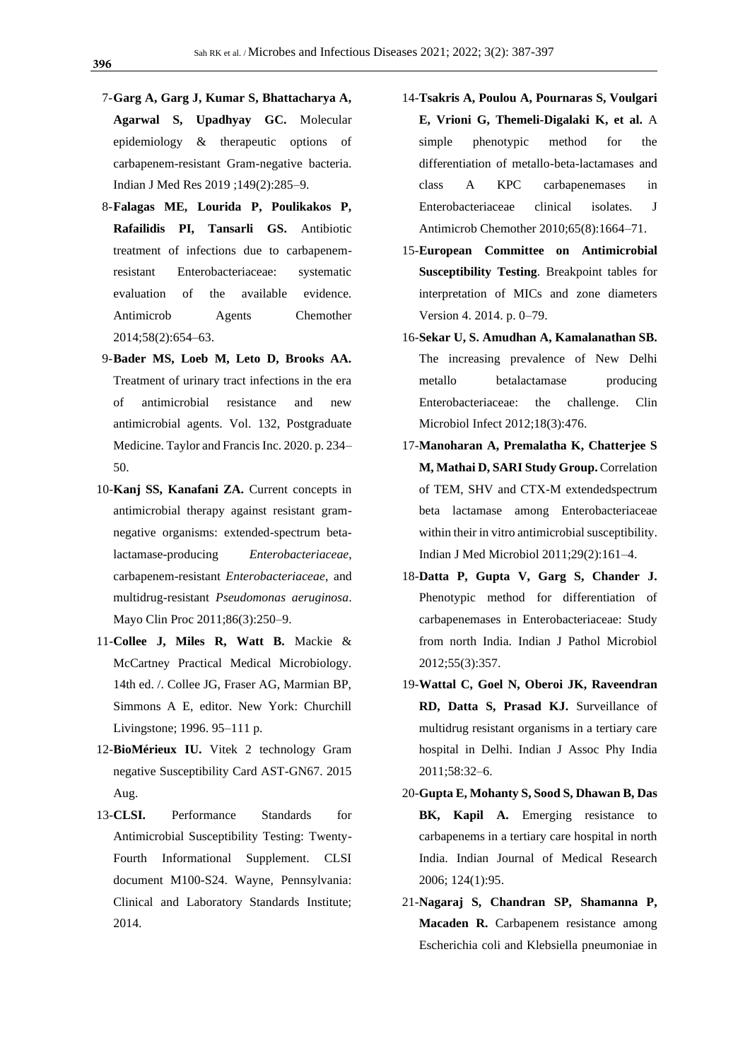7-**Garg A, Garg J, Kumar S, Bhattacharya A, Agarwal S, Upadhyay GC.** Molecular epidemiology & therapeutic options of carbapenem-resistant Gram-negative bacteria. Indian J Med Res 2019 ;149(2):285–9.

8-**Falagas ME, Lourida P, Poulikakos P, Rafailidis PI, Tansarli GS.** Antibiotic treatment of infections due to carbapenem-resistant Enterobacteriaceae: systematic evaluation of the available evidence. Antimicrob Agents Chemother 2014;58(2):654–63.

9-**Bader MS, Loeb M, Leto D, Brooks AA.** Treatment of urinary tract infections in the era of antimicrobial resistance and new antimicrobial agents. Vol. 132, Postgraduate Medicine. Taylor and Francis Inc. 2020. p. 234–50.

10-**Kanj SS, Kanafani ZA.** Current concepts in antimicrobial therapy against resistant gram-negative organisms: extended-spectrum beta-lactamase-producing *Enterobacteriaceae*, carbapenem-resistant *Enterobacteriaceae*, and multidrug-resistant *Pseudomonas aeruginosa*. Mayo Clin Proc 2011;86(3):250–9.

11-**Collee J, Miles R, Watt B.** Mackie & McCartney Practical Medical Microbiology. 14th ed. /. Collee JG, Fraser AG, Marmian BP, Simmons A E, editor. New York: Churchill Livingstone; 1996. 95–111 p.

12-**BioMérieux IU.** Vitek 2 technology Gram negative Susceptibility Card AST-GN67. 2015 Aug.

13-**CLSI.** Performance Standards for Antimicrobial Susceptibility Testing: Twenty-Fourth Informational Supplement. CLSI document M100-S24. Wayne, Pennsylvania: Clinical and Laboratory Standards Institute; 2014.

14-**Tsakris A, Poulou A, Pournaras S, Voulgari E, Vrioni G, Themeli-Digalaki K, et al.** A simple phenotypic method for the differentiation of metallo-beta-lactamases and class A KPC carbapenemases in Enterobacteriaceae clinical isolates. J Antimicrob Chemother 2010;65(8):1664–71.

15-**European Committee on Antimicrobial Susceptibility Testing**. Breakpoint tables for interpretation of MICs and zone diameters Version 4. 2014. p. 0–79.

16-**Sekar U, S. Amudhan A, Kamalanathan SB.** The increasing prevalence of New Delhi metallo betalactamase producing Enterobacteriaceae: the challenge. Clin Microbiol Infect 2012;18(3):476.

17-**Manoharan A, Premalatha K, Chatterjee S M, Mathai D, SARI Study Group.** Correlation of TEM, SHV and CTX-M extendedspectrum beta lactamase among Enterobacteriaceae within their in vitro antimicrobial susceptibility. Indian J Med Microbiol 2011;29(2):161–4.

18-**Datta P, Gupta V, Garg S, Chander J.** Phenotypic method for differentiation of carbapenemases in Enterobacteriaceae: Study from north India. Indian J Pathol Microbiol 2012;55(3):357.

19-**Wattal C, Goel N, Oberoi JK, Raveendran RD, Datta S, Prasad KJ.** Surveillance of multidrug resistant organisms in a tertiary care hospital in Delhi. Indian J Assoc Phy India 2011;58:32–6.

20-**Gupta E, Mohanty S, Sood S, Dhawan B, Das BK, Kapil A.** Emerging resistance to carbapenems in a tertiary care hospital in north India. Indian Journal of Medical Research 2006; 124(1):95.

21-**Nagaraj S, Chandran SP, Shamanna P, Macaden R.** Carbapenem resistance among Escherichia coli and Klebsiella pneumoniae in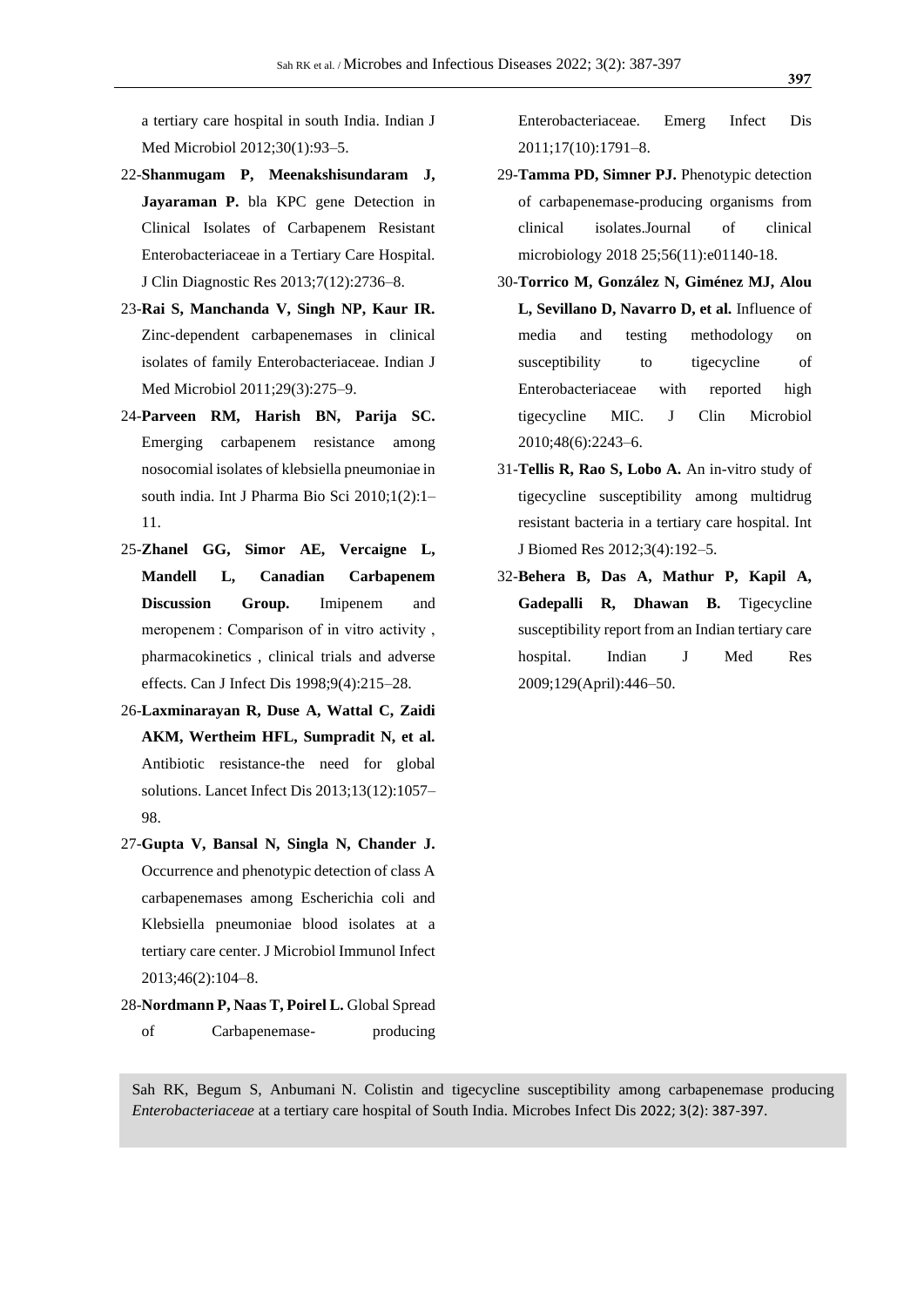a tertiary care hospital in south India. Indian J Med Microbiol 2012;30(1):93–5.

22-**Shanmugam P, Meenakshisundaram J, Jayaraman P.** bla KPC gene Detection in Clinical Isolates of Carbapenem Resistant Enterobacteriaceae in a Tertiary Care Hospital. J Clin Diagnostic Res 2013;7(12):2736–8.

23-**Rai S, Manchanda V, Singh NP, Kaur IR.** Zinc-dependent carbapenemases in clinical isolates of family Enterobacteriaceae. Indian J Med Microbiol 2011;29(3):275–9.

24-**Parveen RM, Harish BN, Parija SC.** Emerging carbapenem resistance among nosocomial isolates of klebsiella pneumoniae in south india. Int J Pharma Bio Sci 2010;1(2):1–11.

25-**Zhanel GG, Simor AE, Vercaigne L, Mandell L, Canadian Carbapenem Discussion Group.** Imipenem and meropenem : Comparison of in vitro activity , pharmacokinetics , clinical trials and adverse effects. Can J Infect Dis 1998;9(4):215–28.

26-**Laxminarayan R, Duse A, Wattal C, Zaidi AKM, Wertheim HFL, Sumpradit N, et al.** Antibiotic resistance-the need for global solutions. Lancet Infect Dis 2013;13(12):1057–98.

27-**Gupta V, Bansal N, Singla N, Chander J.** Occurrence and phenotypic detection of class A carbapenemases among Escherichia coli and Klebsiella pneumoniae blood isolates at a tertiary care center. J Microbiol Immunol Infect 2013;46(2):104–8.

28-**Nordmann P, Naas T, Poirel L.** Global Spread of Carbapenemase- producing Enterobacteriaceae. Emerg Infect Dis 2011;17(10):1791–8.

29-**Tamma PD, Simner PJ.** Phenotypic detection of carbapenemase-producing organisms from clinical isolates.Journal of clinical microbiology 2018 25;56(11):e01140-18.

30-**Torrico M, González N, Giménez MJ, Alou L, Sevillano D, Navarro D, et al.** Influence of media and testing methodology on susceptibility to tigecycline of Enterobacteriaceae with reported high tigecycline MIC. J Clin Microbiol 2010;48(6):2243–6.

31-**Tellis R, Rao S, Lobo A.** An in-vitro study of tigecycline susceptibility among multidrug resistant bacteria in a tertiary care hospital. Int J Biomed Res 2012;3(4):192–5.

32-**Behera B, Das A, Mathur P, Kapil A, Gadepalli R, Dhawan B.** Tigecycline susceptibility report from an Indian tertiary care hospital. Indian J Med Res 2009;129(April):446–50.

Sah RK, Begum S, Anbumani N. Colistin and tigecycline susceptibility among carbapenemase producing *Enterobacteriaceae* at a tertiary care hospital of South India. Microbes Infect Dis 2022; 3(2): 387-397.